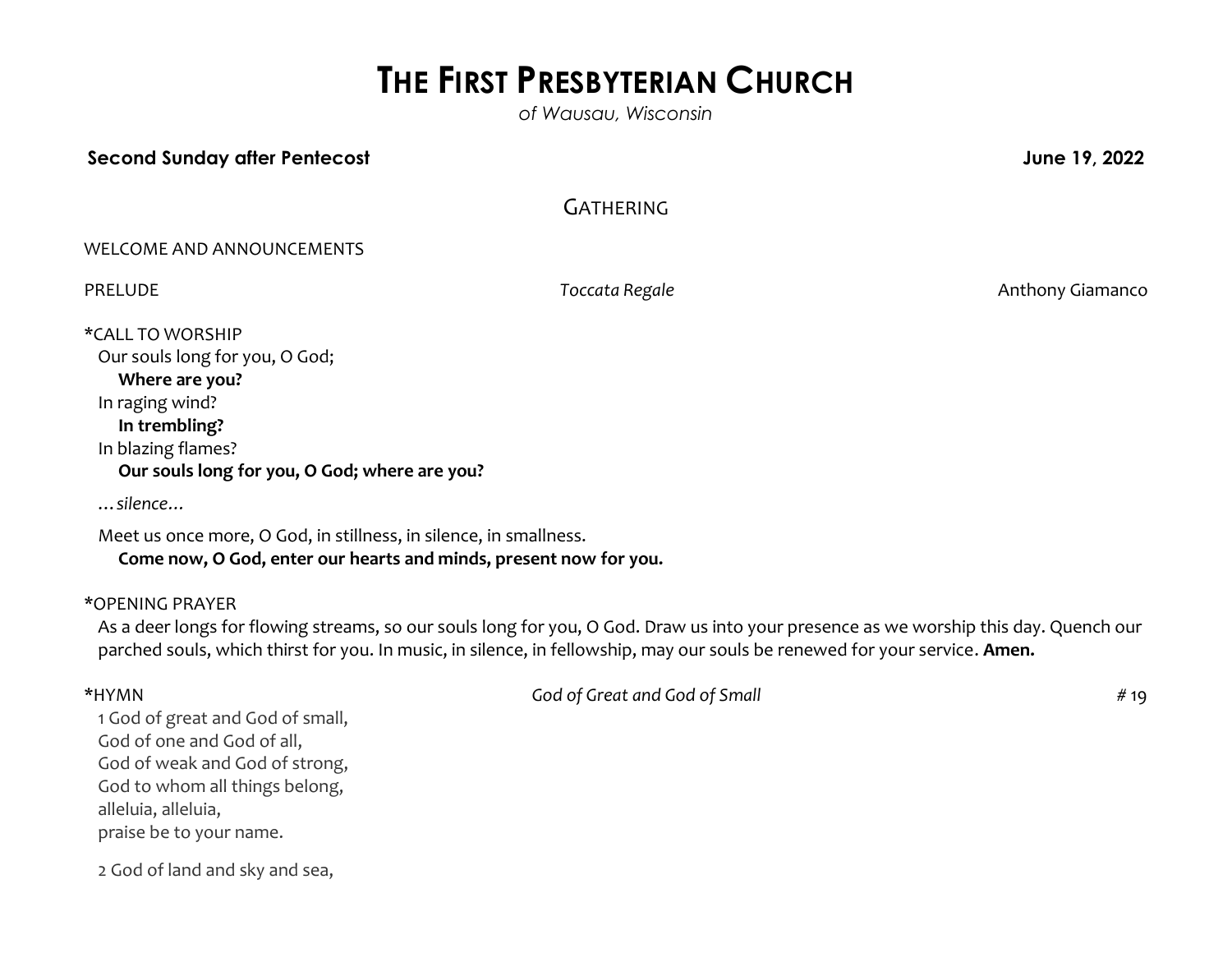# THE FIRST PRESBYTERIAN CHURCH

*of Wausau, Wisconsin*

**Second Sunday after Pentecost** **June 19, 2022**

## GATHERING

WELCOME AND ANNOUNCEMENTS

PRELUDE *Toccata Regale* Anthony Giamanco

*CALL TO WORSHIP

Our souls long for you, O God;

**Where are you?**

In raging wind?

**In trembling?**

In blazing flames?

**Our souls long for you, O God; where are you?**

*…silence…*

Meet us once more, O God, in stillness, in silence, in smallness.

**Come now, O God, enter our hearts and minds, present now for you.**

*OPENING PRAYER

As a deer longs for flowing streams, so our souls long for you, O God. Draw us into your presence as we worship this day. Quench our parched souls, which thirst for you. In music, in silence, in fellowship, may our souls be renewed for your service. **Amen.**

*HYMN *God of Great and God of Small* # 19

1 God of great and God of small,
God of one and God of all,
God of weak and God of strong,
God to whom all things belong,
alleluia, alleluia,
praise be to your name.

2 God of land and sky and sea,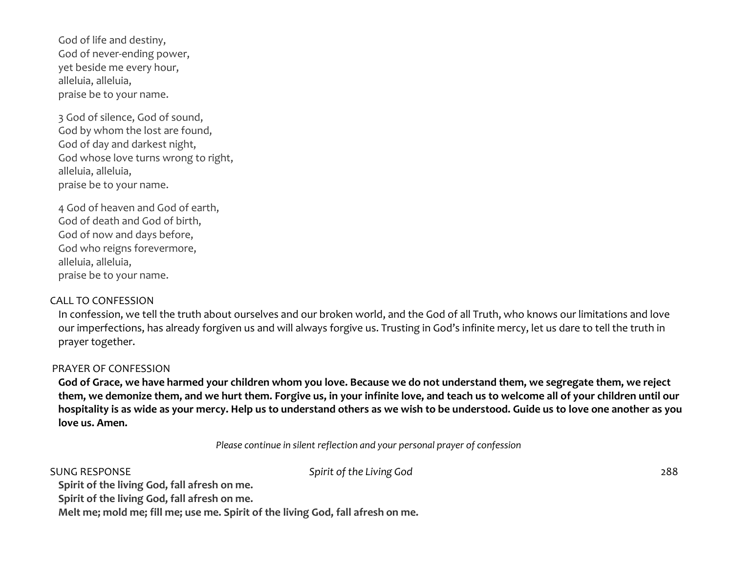God of life and destiny,
God of never-ending power,
yet beside me every hour,
alleluia, alleluia,
praise be to your name.

3 God of silence, God of sound,
God by whom the lost are found,
God of day and darkest night,
God whose love turns wrong to right,
alleluia, alleluia,
praise be to your name.

4 God of heaven and God of earth,
God of death and God of birth,
God of now and days before,
God who reigns forevermore,
alleluia, alleluia,
praise be to your name.

CALL TO CONFESSION

In confession, we tell the truth about ourselves and our broken world, and the God of all Truth, who knows our limitations and love our imperfections, has already forgiven us and will always forgive us. Trusting in God's infinite mercy, let us dare to tell the truth in prayer together.

PRAYER OF CONFESSION

**God of Grace, we have harmed your children whom you love. Because we do not understand them, we segregate them, we reject them, we demonize them, and we hurt them. Forgive us, in your infinite love, and teach us to welcome all of your children until our hospitality is as wide as your mercy. Help us to understand others as we wish to be understood. Guide us to love one another as you love us. Amen.**

*Please continue in silent reflection and your personal prayer of confession*

SUNG RESPONSE *Spirit of the Living God* 288

**Spirit of the living God, fall afresh on me.**
**Spirit of the living God, fall afresh on me.**
**Melt me; mold me; fill me; use me. Spirit of the living God, fall afresh on me.**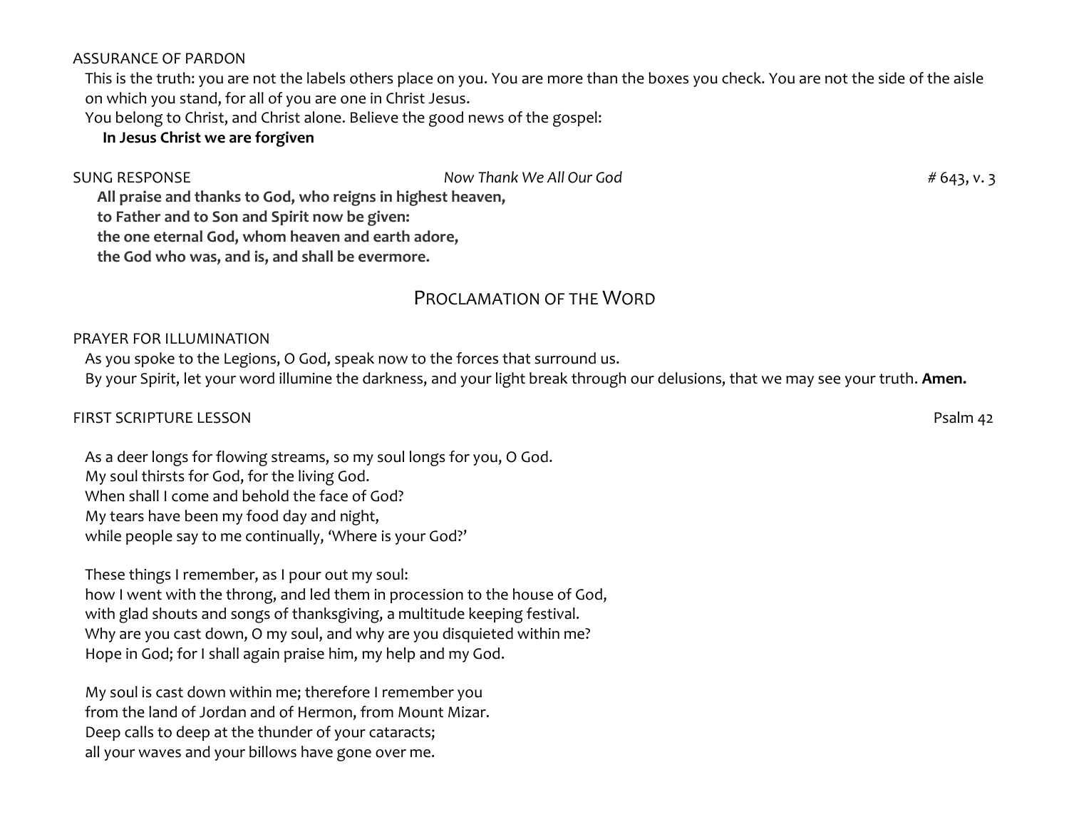ASSURANCE OF PARDON

This is the truth: you are not the labels others place on you. You are more than the boxes you check. You are not the side of the aisle on which you stand, for all of you are one in Christ Jesus.

You belong to Christ, and Christ alone. Believe the good news of the gospel:

**In Jesus Christ we are forgiven**

SUNG RESPONSE *Now Thank We All Our God* # 643, v. 3

**All praise and thanks to God, who reigns in highest heaven,**
**to Father and to Son and Spirit now be given:**
**the one eternal God, whom heaven and earth adore,**
**the God who was, and is, and shall be evermore.**

## PROCLAMATION OF THE WORD

PRAYER FOR ILLUMINATION

As you spoke to the Legions, O God, speak now to the forces that surround us.
By your Spirit, let your word illumine the darkness, and your light break through our delusions, that we may see your truth. **Amen.**

FIRST SCRIPTURE LESSON Psalm 42

As a deer longs for flowing streams, so my soul longs for you, O God.
My soul thirsts for God, for the living God.
When shall I come and behold the face of God?
My tears have been my food day and night,
while people say to me continually, 'Where is your God?'

These things I remember, as I pour out my soul:
how I went with the throng, and led them in procession to the house of God,
with glad shouts and songs of thanksgiving, a multitude keeping festival.
Why are you cast down, O my soul, and why are you disquieted within me?
Hope in God; for I shall again praise him, my help and my God.

My soul is cast down within me; therefore I remember you
from the land of Jordan and of Hermon, from Mount Mizar.
Deep calls to deep at the thunder of your cataracts;
all your waves and your billows have gone over me.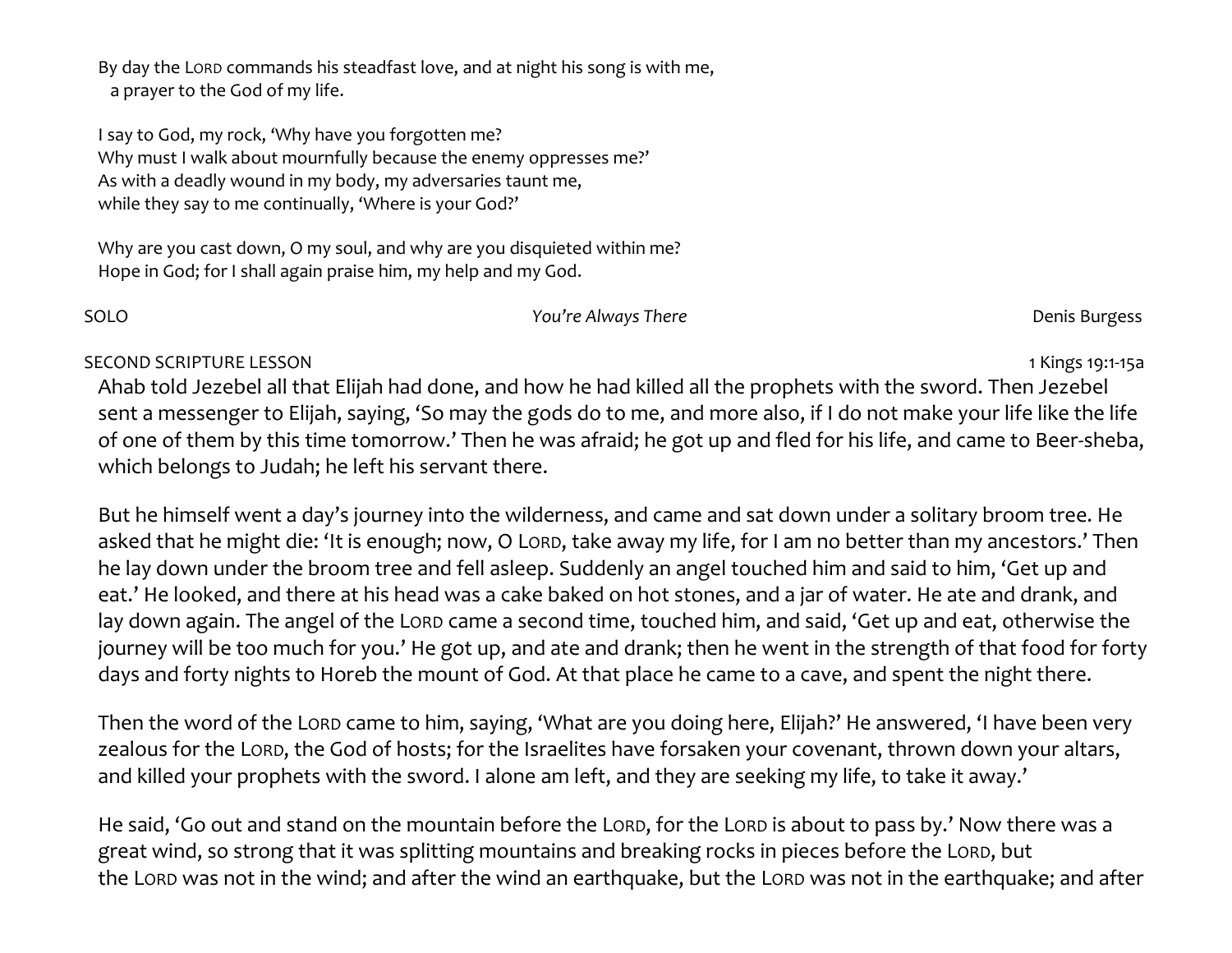By day the LORD commands his steadfast love, and at night his song is with me,
  a prayer to the God of my life.

I say to God, my rock, 'Why have you forgotten me?
Why must I walk about mournfully because the enemy oppresses me?'
As with a deadly wound in my body, my adversaries taunt me,
while they say to me continually, 'Where is your God?'

Why are you cast down, O my soul, and why are you disquieted within me?
Hope in God; for I shall again praise him, my help and my God.

SOLO *You're Always There* Denis Burgess

SECOND SCRIPTURE LESSON 1 Kings 19:1-15a

Ahab told Jezebel all that Elijah had done, and how he had killed all the prophets with the sword. Then Jezebel sent a messenger to Elijah, saying, 'So may the gods do to me, and more also, if I do not make your life like the life of one of them by this time tomorrow.' Then he was afraid; he got up and fled for his life, and came to Beer-sheba, which belongs to Judah; he left his servant there.

But he himself went a day's journey into the wilderness, and came and sat down under a solitary broom tree. He asked that he might die: 'It is enough; now, O LORD, take away my life, for I am no better than my ancestors.' Then he lay down under the broom tree and fell asleep. Suddenly an angel touched him and said to him, 'Get up and eat.' He looked, and there at his head was a cake baked on hot stones, and a jar of water. He ate and drank, and lay down again. The angel of the LORD came a second time, touched him, and said, 'Get up and eat, otherwise the journey will be too much for you.' He got up, and ate and drank; then he went in the strength of that food for forty days and forty nights to Horeb the mount of God. At that place he came to a cave, and spent the night there.

Then the word of the LORD came to him, saying, 'What are you doing here, Elijah?' He answered, 'I have been very zealous for the LORD, the God of hosts; for the Israelites have forsaken your covenant, thrown down your altars, and killed your prophets with the sword. I alone am left, and they are seeking my life, to take it away.'

He said, 'Go out and stand on the mountain before the LORD, for the LORD is about to pass by.' Now there was a great wind, so strong that it was splitting mountains and breaking rocks in pieces before the LORD, but the LORD was not in the wind; and after the wind an earthquake, but the LORD was not in the earthquake; and after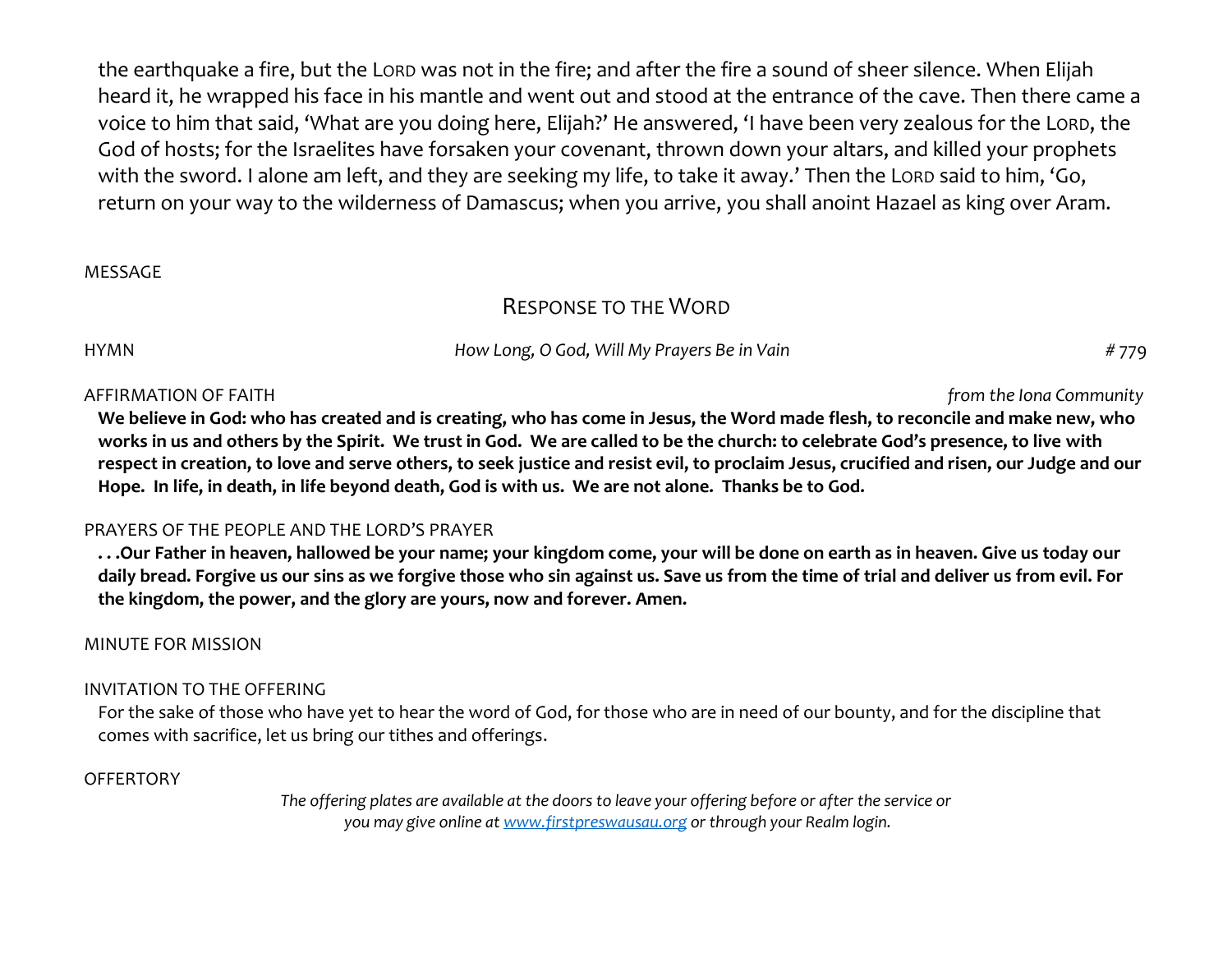the earthquake a fire, but the LORD was not in the fire; and after the fire a sound of sheer silence. When Elijah heard it, he wrapped his face in his mantle and went out and stood at the entrance of the cave. Then there came a voice to him that said, 'What are you doing here, Elijah?' He answered, 'I have been very zealous for the LORD, the God of hosts; for the Israelites have forsaken your covenant, thrown down your altars, and killed your prophets with the sword. I alone am left, and they are seeking my life, to take it away.' Then the LORD said to him, 'Go, return on your way to the wilderness of Damascus; when you arrive, you shall anoint Hazael as king over Aram.

MESSAGE

## RESPONSE TO THE WORD

HYMN *How Long, O God, Will My Prayers Be in Vain* # 779

AFFIRMATION OF FAITH *from the Iona Community*

**We believe in God: who has created and is creating, who has come in Jesus, the Word made flesh, to reconcile and make new, who works in us and others by the Spirit. We trust in God. We are called to be the church: to celebrate God's presence, to live with respect in creation, to love and serve others, to seek justice and resist evil, to proclaim Jesus, crucified and risen, our Judge and our Hope. In life, in death, in life beyond death, God is with us. We are not alone. Thanks be to God.**

PRAYERS OF THE PEOPLE AND THE LORD'S PRAYER

**. . .Our Father in heaven, hallowed be your name; your kingdom come, your will be done on earth as in heaven. Give us today our daily bread. Forgive us our sins as we forgive those who sin against us. Save us from the time of trial and deliver us from evil. For the kingdom, the power, and the glory are yours, now and forever. Amen.**

MINUTE FOR MISSION

INVITATION TO THE OFFERING

For the sake of those who have yet to hear the word of God, for those who are in need of our bounty, and for the discipline that comes with sacrifice, let us bring our tithes and offerings.

OFFERTORY

*The offering plates are available at the doors to leave your offering before or after the service or you may give online at [www.firstpreswausau.org](http://www.firstpreswausau.org) or through your Realm login.*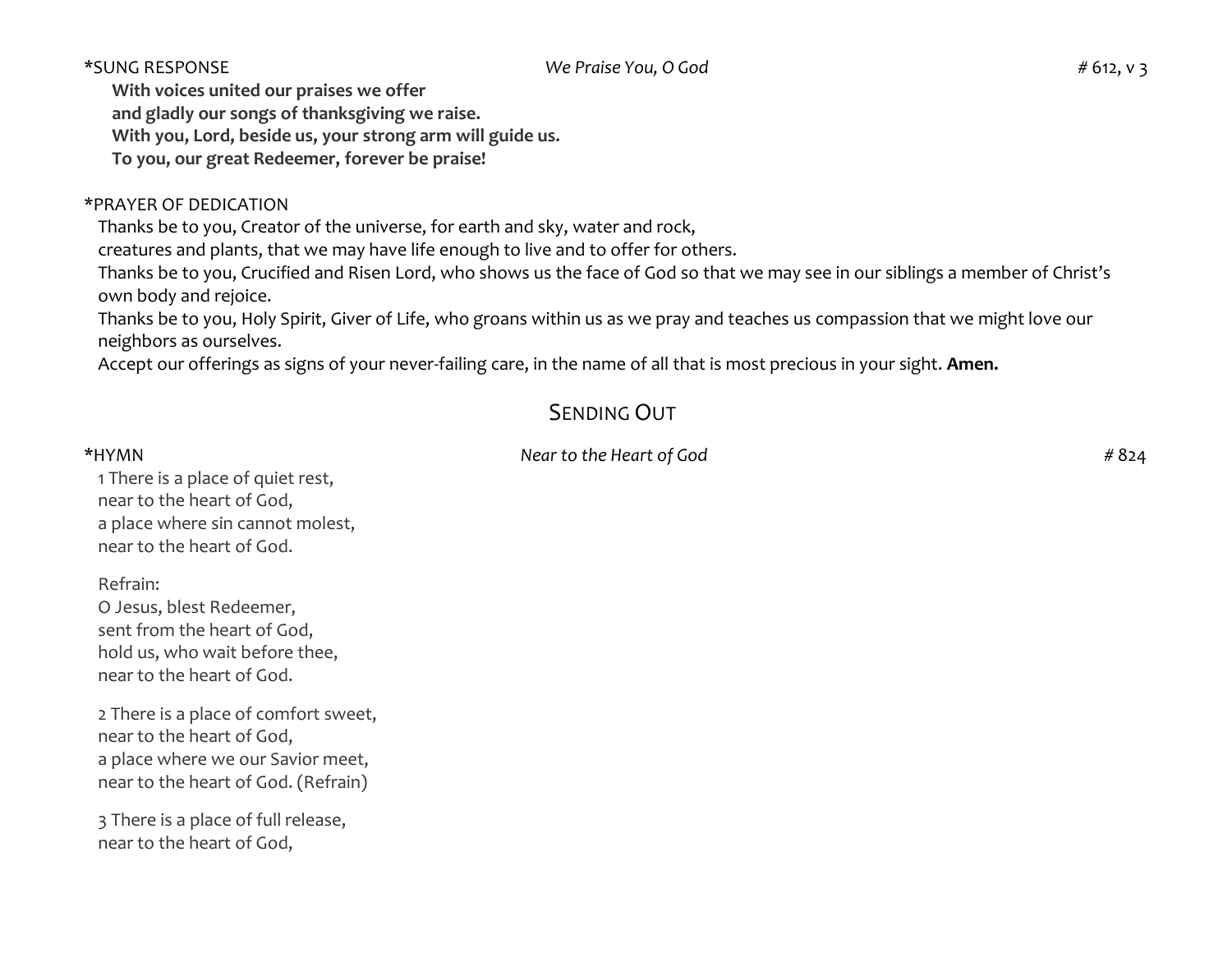*SUNG RESPONSE *We Praise You, O God* # 612, v 3

**With voices united our praises we offer**
**and gladly our songs of thanksgiving we raise.**
**With you, Lord, beside us, your strong arm will guide us.**
**To you, our great Redeemer, forever be praise!**

*PRAYER OF DEDICATION

Thanks be to you, Creator of the universe, for earth and sky, water and rock,
creatures and plants, that we may have life enough to live and to offer for others.
Thanks be to you, Crucified and Risen Lord, who shows us the face of God so that we may see in our siblings a member of Christ's own body and rejoice.
Thanks be to you, Holy Spirit, Giver of Life, who groans within us as we pray and teaches us compassion that we might love our neighbors as ourselves.
Accept our offerings as signs of your never-failing care, in the name of all that is most precious in your sight. **Amen.**

## Sending Out

*HYMN *Near to the Heart of God* # 824

1 There is a place of quiet rest,
near to the heart of God,
a place where sin cannot molest,
near to the heart of God.

Refrain:
O Jesus, blest Redeemer,
sent from the heart of God,
hold us, who wait before thee,
near to the heart of God.

2 There is a place of comfort sweet,
near to the heart of God,
a place where we our Savior meet,
near to the heart of God. (Refrain)

3 There is a place of full release,
near to the heart of God,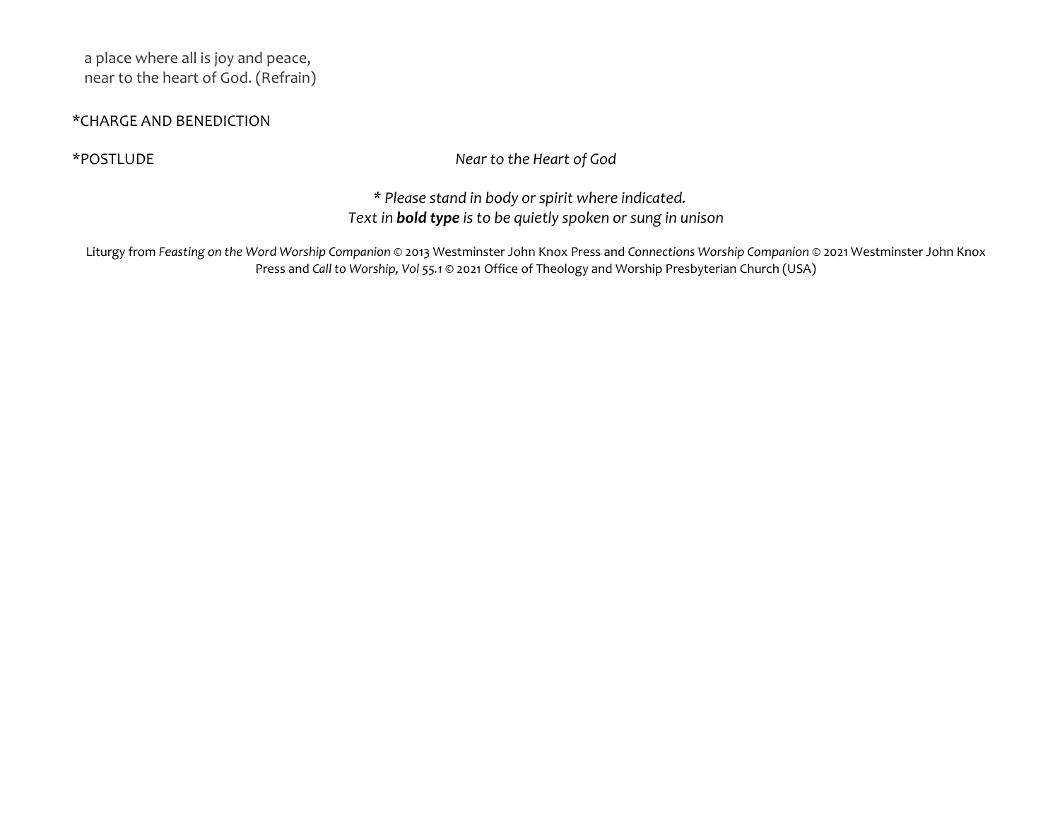a place where all is joy and peace,
near to the heart of God. (Refrain)

*CHARGE AND BENEDICTION

*POSTLUDE *Near to the Heart of God*

*\* Please stand in body or spirit where indicated.*
*Text in **bold type** is to be quietly spoken or sung in unison*

Liturgy from *Feasting on the Word Worship Companion* © 2013 Westminster John Knox Press and *Connections Worship Companion* © 2021 Westminster John Knox Press and *Call to Worship, Vol 55.1* © 2021 Office of Theology and Worship Presbyterian Church (USA)